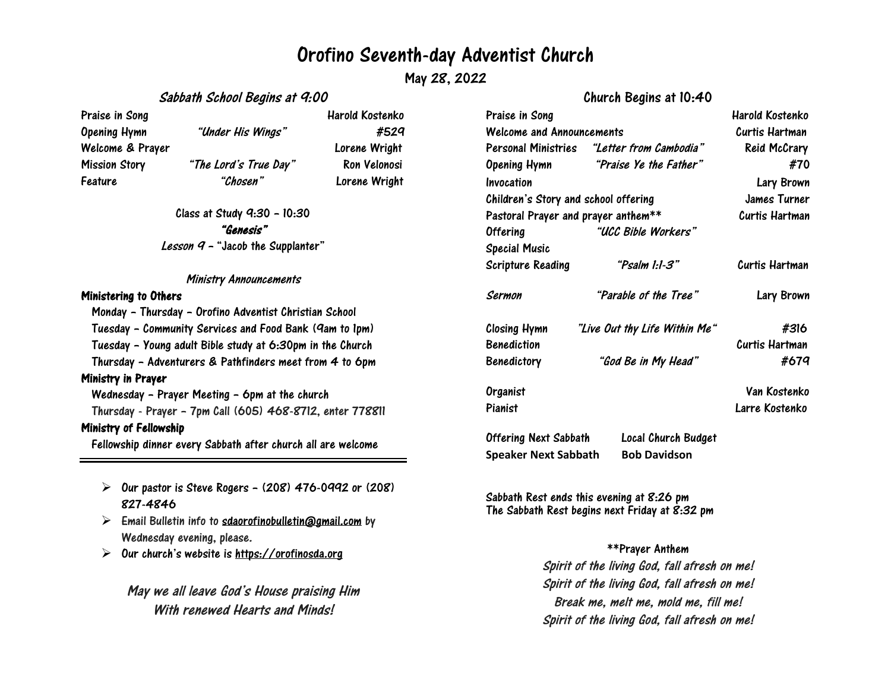# Orofino Seventh-day Adventist Church

## May 28, 2022

### *Sabbath School Begins at 9:00*

| | | |
|---|---|---|
| Praise in Song | | Harold Kostenko |
| Opening Hymn | *"Under His Wings"* | #529 |
| Welcome & Prayer | | Lorene Wright |
| Mission Story | *"The Lord's True Day"* | Ron Velonosi |
| Feature | *"Chosen"* | Lorene Wright |

Class at Study 9:30 – 10:30

***"Genesis"***

*Lesson 9* – "Jacob the Supplanter"

*Ministry Announcements*

**Ministering to Others**

- Monday – Thursday – Orofino Adventist Christian School
- Tuesday – Community Services and Food Bank (9am to 1pm)
- Tuesday – Young adult Bible study at 6:30pm in the Church
- Thursday – Adventurers & Pathfinders meet from 4 to 6pm

**Ministry in Prayer**

- Wednesday – Prayer Meeting – 6pm at the church
- Thursday - Prayer – 7pm Call (605) 468-8712, enter 778811

**Ministry of Fellowship**

- Fellowship dinner every Sabbath after church all are welcome

---

- Our pastor is Steve Rogers – (208) 476-0992 or (208) 827-4846
- Email Bulletin info to sdaorofinobulletin@gmail.com by Wednesday evening, please.
- Our church's website is https://orofinosda.org

*May we all leave God's House praising Him*
*With renewed Hearts and Minds!*

### Church Begins at 10:40

| | | |
|---|---|---|
| Praise in Song | | Harold Kostenko |
| Welcome and Announcements | | Curtis Hartman |
| Personal Ministries | *"Letter from Cambodia"* | Reid McCrary |
| Opening Hymn | *"Praise Ye the Father"* | #70 |
| Invocation | | Lary Brown |
| Children's Story and school offering | | James Turner |
| Pastoral Prayer and prayer anthem** | | Curtis Hartman |
| Offering | *"UCC Bible Workers"* | |
| Special Music | | |
| Scripture Reading | *"Psalm 1:1-3"* | Curtis Hartman |
| *Sermon* | *"Parable of the Tree"* | Lary Brown |
| Closing Hymn | *"Live Out thy Life Within Me"* | #316 |
| Benediction | | Curtis Hartman |
| Benedictory | *"God Be in My Head"* | #679 |
| Organist | | Van Kostenko |
| Pianist | | Larre Kostenko |

Offering Next Sabbath — Local Church Budget
**Speaker Next Sabbath — Bob Davidson**

Sabbath Rest ends this evening at 8:26 pm
The Sabbath Rest begins next Friday at 8:32 pm

**Prayer Anthem

*Spirit of the living God, fall afresh on me!*
*Spirit of the living God, fall afresh on me!*
*Break me, melt me, mold me, fill me!*
*Spirit of the living God, fall afresh on me!*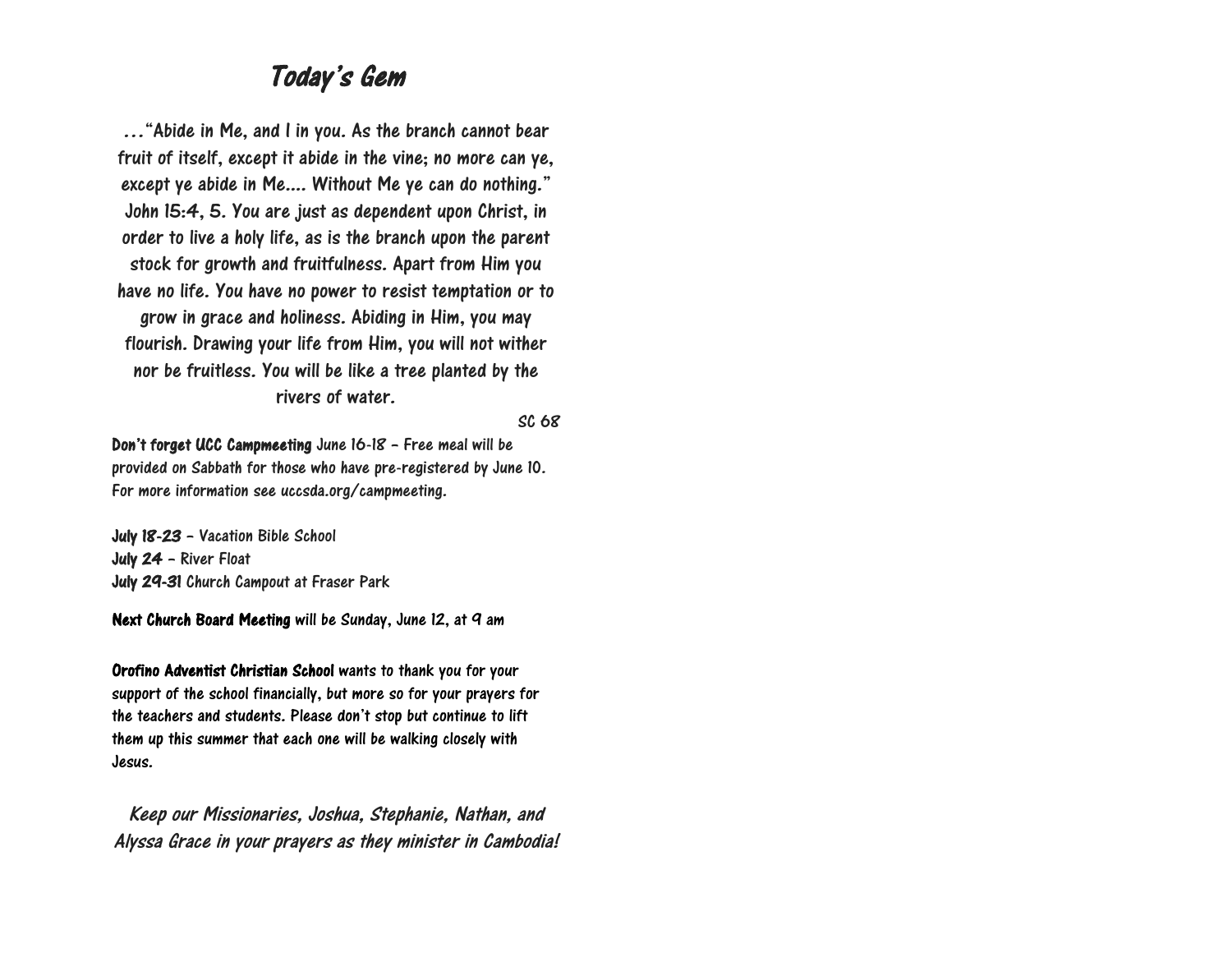# *Today's Gem*

…"Abide in Me, and I in you. As the branch cannot bear fruit of itself, except it abide in the vine; no more can ye, except ye abide in Me.... Without Me ye can do nothing." John 15:4, 5. You are just as dependent upon Christ, in order to live a holy life, as is the branch upon the parent stock for growth and fruitfulness. Apart from Him you have no life. You have no power to resist temptation or to grow in grace and holiness. Abiding in Him, you may flourish. Drawing your life from Him, you will not wither nor be fruitless. You will be like a tree planted by the rivers of water.

*SC 68*

**Don't forget UCC Campmeeting** June 16-18 – Free meal will be provided on Sabbath for those who have pre-registered by June 10. For more information see uccsda.org/campmeeting.

**July 18-23** – Vacation Bible School
**July 24** – River Float
**July 29-31** Church Campout at Fraser Park

**Next Church Board Meeting** will be Sunday, June 12, at 9 am

**Orofino Adventist Christian School** wants to thank you for your support of the school financially, but more so for your prayers for the teachers and students. Please don't stop but continue to lift them up this summer that each one will be walking closely with Jesus.

*Keep our Missionaries, Joshua, Stephanie, Nathan, and Alyssa Grace in your prayers as they minister in Cambodia!*